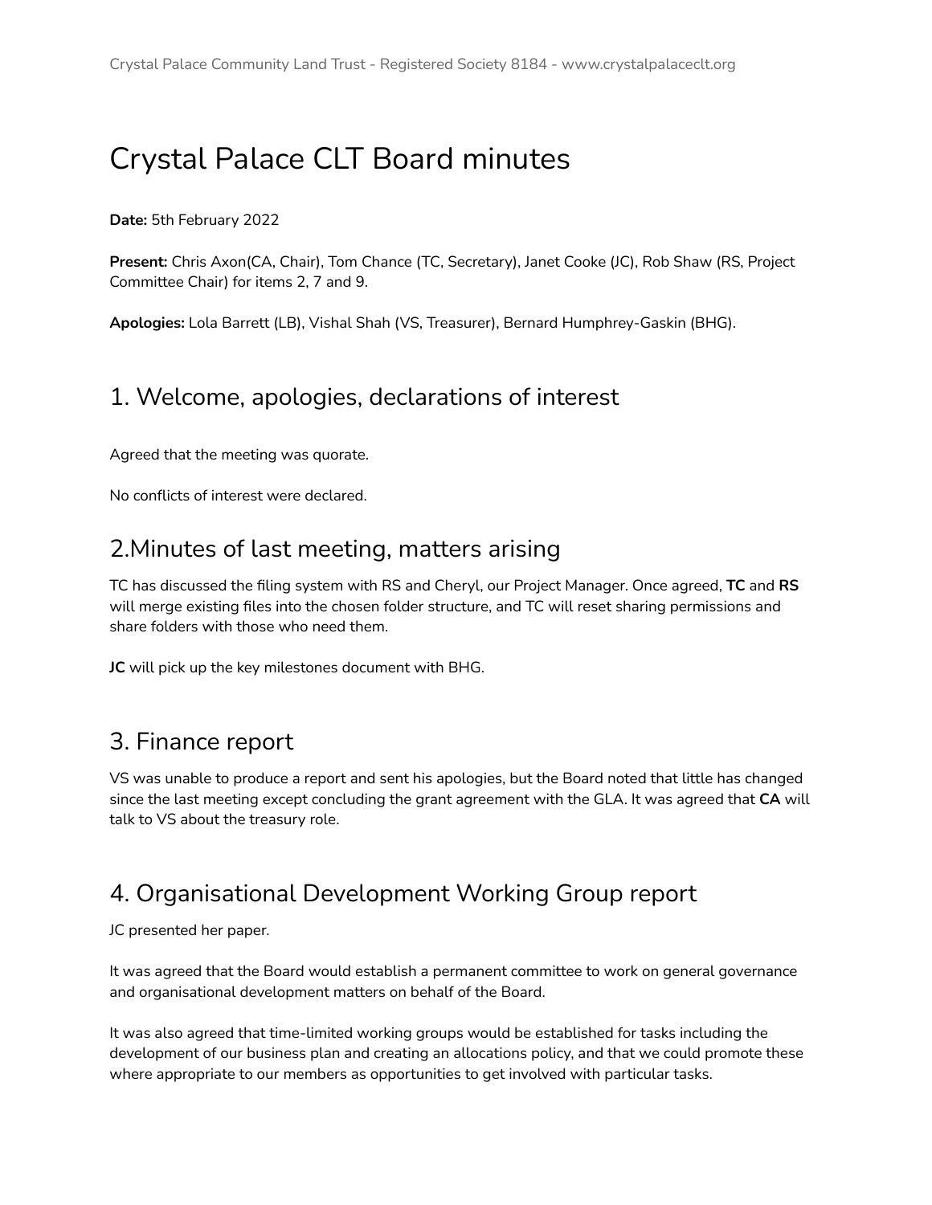# Crystal Palace CLT Board minutes

**Date:** 5th February 2022

**Present:** Chris Axon(CA, Chair), Tom Chance (TC, Secretary), Janet Cooke (JC), Rob Shaw (RS, Project Committee Chair) for items 2, 7 and 9.

**Apologies:** Lola Barrett (LB), Vishal Shah (VS, Treasurer), Bernard Humphrey-Gaskin (BHG).

## 1. Welcome, apologies, declarations of interest

Agreed that the meeting was quorate.

No conflicts of interest were declared.

## 2.Minutes of last meeting, matters arising

TC has discussed the filing system with RS and Cheryl, our Project Manager. Once agreed, **TC** and **RS** will merge existing files into the chosen folder structure, and TC will reset sharing permissions and share folders with those who need them.

**JC** will pick up the key milestones document with BHG.

## 3. Finance report

VS was unable to produce a report and sent his apologies, but the Board noted that little has changed since the last meeting except concluding the grant agreement with the GLA. It was agreed that **CA** will talk to VS about the treasury role.

## 4. Organisational Development Working Group report

JC presented her paper.

It was agreed that the Board would establish a permanent committee to work on general governance and organisational development matters on behalf of the Board.

It was also agreed that time-limited working groups would be established for tasks including the development of our business plan and creating an allocations policy, and that we could promote these where appropriate to our members as opportunities to get involved with particular tasks.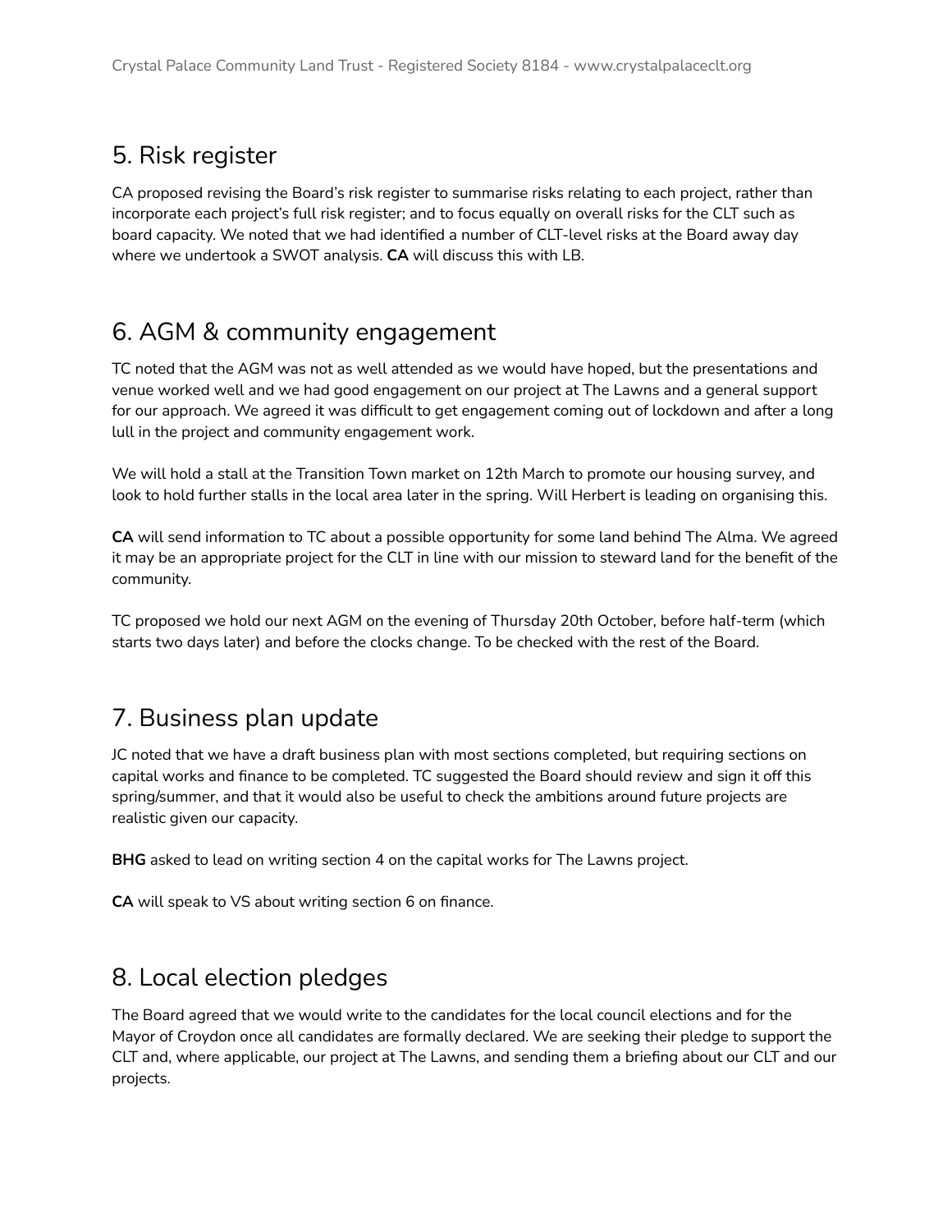## 5. Risk register

CA proposed revising the Board's risk register to summarise risks relating to each project, rather than incorporate each project's full risk register; and to focus equally on overall risks for the CLT such as board capacity. We noted that we had identified a number of CLT-level risks at the Board away day where we undertook a SWOT analysis. **CA** will discuss this with LB.

## 6. AGM & community engagement

TC noted that the AGM was not as well attended as we would have hoped, but the presentations and venue worked well and we had good engagement on our project at The Lawns and a general support for our approach. We agreed it was difficult to get engagement coming out of lockdown and after a long lull in the project and community engagement work.

We will hold a stall at the Transition Town market on 12th March to promote our housing survey, and look to hold further stalls in the local area later in the spring. Will Herbert is leading on organising this.

**CA** will send information to TC about a possible opportunity for some land behind The Alma. We agreed it may be an appropriate project for the CLT in line with our mission to steward land for the benefit of the community.

TC proposed we hold our next AGM on the evening of Thursday 20th October, before half-term (which starts two days later) and before the clocks change. To be checked with the rest of the Board.

## 7. Business plan update

JC noted that we have a draft business plan with most sections completed, but requiring sections on capital works and finance to be completed. TC suggested the Board should review and sign it off this spring/summer, and that it would also be useful to check the ambitions around future projects are realistic given our capacity.

**BHG** asked to lead on writing section 4 on the capital works for The Lawns project.

**CA** will speak to VS about writing section 6 on finance.

## 8. Local election pledges

The Board agreed that we would write to the candidates for the local council elections and for the Mayor of Croydon once all candidates are formally declared. We are seeking their pledge to support the CLT and, where applicable, our project at The Lawns, and sending them a briefing about our CLT and our projects.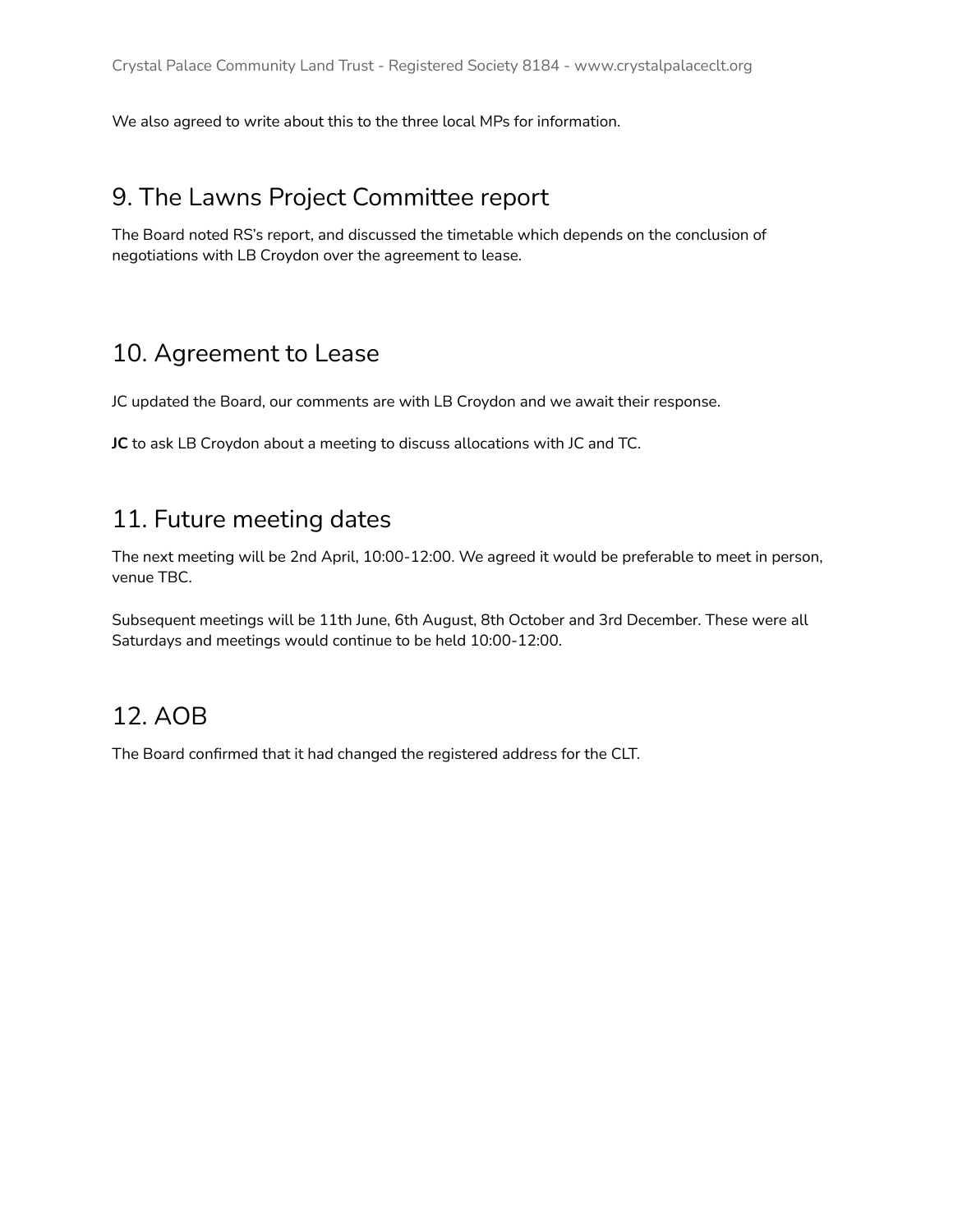We also agreed to write about this to the three local MPs for information.

## 9. The Lawns Project Committee report

The Board noted RS's report, and discussed the timetable which depends on the conclusion of negotiations with LB Croydon over the agreement to lease.

## 10. Agreement to Lease

JC updated the Board, our comments are with LB Croydon and we await their response.

**JC** to ask LB Croydon about a meeting to discuss allocations with JC and TC.

## 11. Future meeting dates

The next meeting will be 2nd April, 10:00-12:00. We agreed it would be preferable to meet in person, venue TBC.

Subsequent meetings will be 11th June, 6th August, 8th October and 3rd December. These were all Saturdays and meetings would continue to be held 10:00-12:00.

## 12. AOB

The Board confirmed that it had changed the registered address for the CLT.